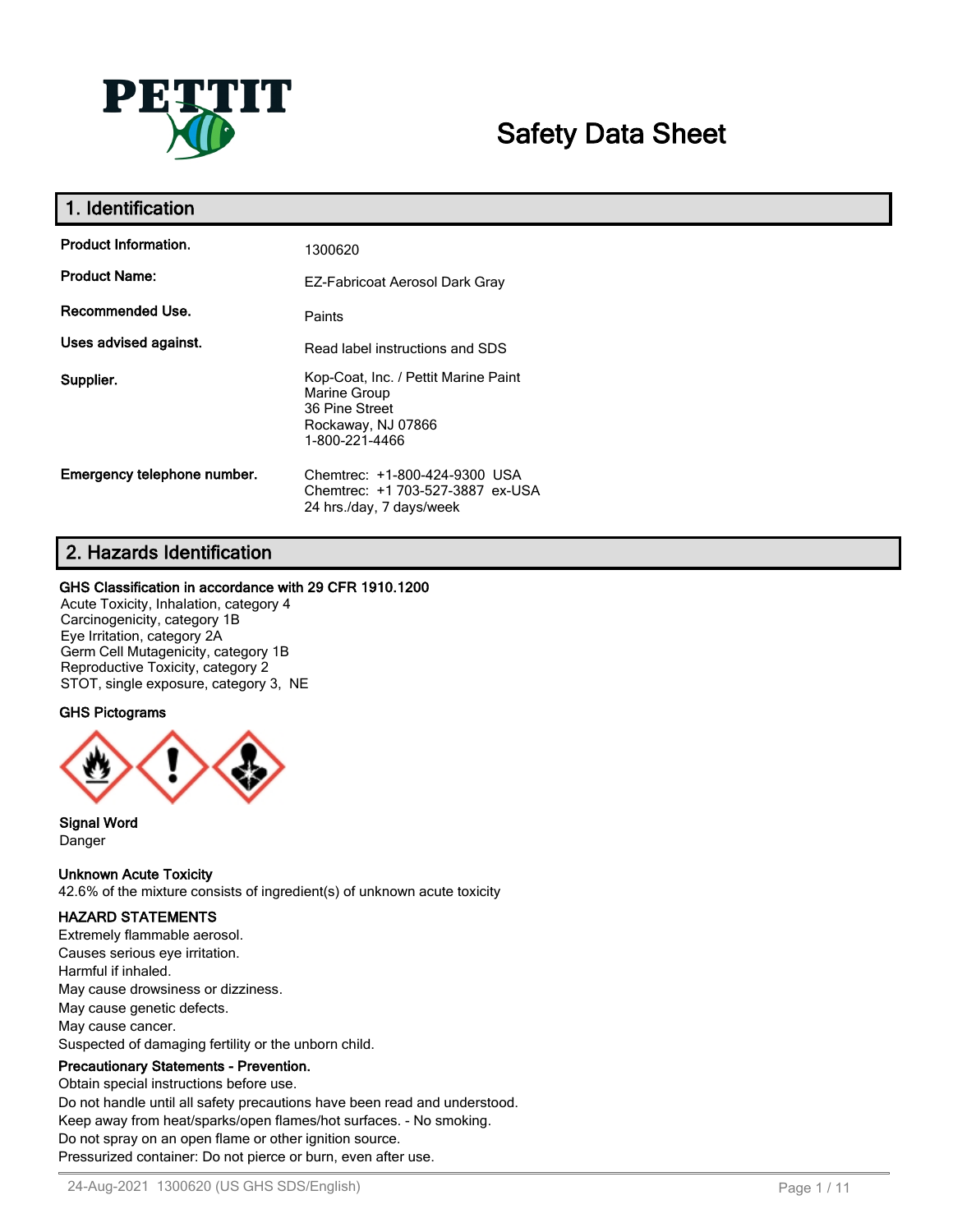# Safety Data Sheet

## 1. Identification

| | |
|---|---|
| **Product Information.** | 1300620 |
| **Product Name:** | EZ-Fabricoat Aerosol Dark Gray |
| **Recommended Use.** | Paints |
| **Uses advised against.** | Read label instructions and SDS |
| **Supplier.** | Kop-Coat, Inc. / Pettit Marine Paint<br>Marine Group<br>36 Pine Street<br>Rockaway, NJ 07866<br>1-800-221-4466 |
| **Emergency telephone number.** | Chemtrec: +1-800-424-9300 USA<br>Chemtrec: +1 703-527-3887 ex-USA<br>24 hrs./day, 7 days/week |

## 2. Hazards Identification

**GHS Classification in accordance with 29 CFR 1910.1200**

Acute Toxicity, Inhalation, category 4
Carcinogenicity, category 1B
Eye Irritation, category 2A
Germ Cell Mutagenicity, category 1B
Reproductive Toxicity, category 2
STOT, single exposure, category 3, NE

**GHS Pictograms**

**Signal Word**
Danger

**Unknown Acute Toxicity**
42.6% of the mixture consists of ingredient(s) of unknown acute toxicity

**HAZARD STATEMENTS**
Extremely flammable aerosol.
Causes serious eye irritation.
Harmful if inhaled.
May cause drowsiness or dizziness.
May cause genetic defects.
May cause cancer.
Suspected of damaging fertility or the unborn child.

**Precautionary Statements - Prevention.**
Obtain special instructions before use.
Do not handle until all safety precautions have been read and understood.
Keep away from heat/sparks/open flames/hot surfaces. - No smoking.
Do not spray on an open flame or other ignition source.
Pressurized container: Do not pierce or burn, even after use.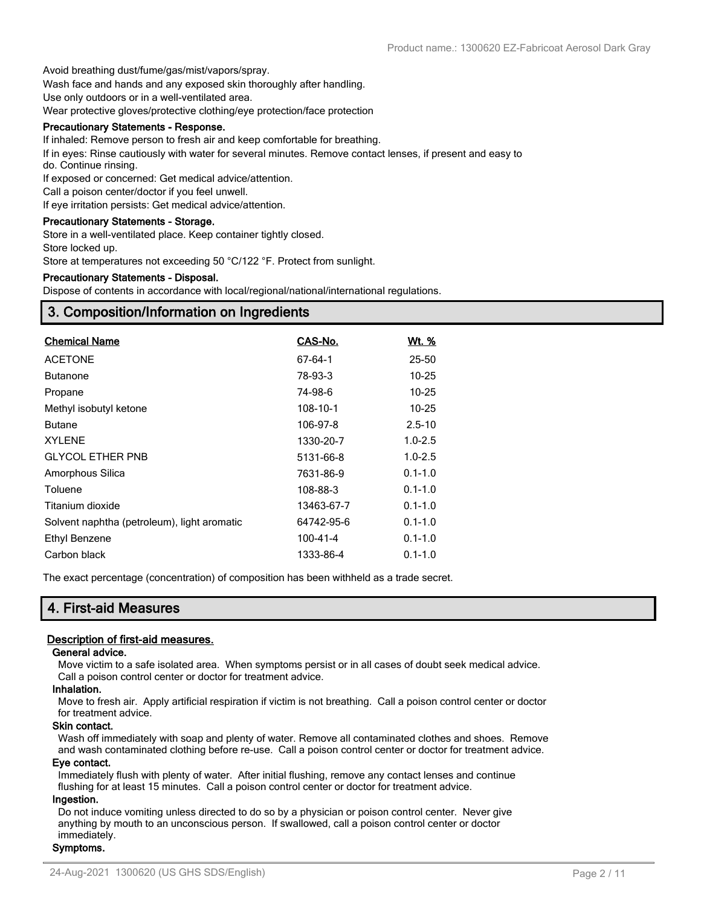Avoid breathing dust/fume/gas/mist/vapors/spray.

Wash face and hands and any exposed skin thoroughly after handling.

Use only outdoors or in a well-ventilated area.

Wear protective gloves/protective clothing/eye protection/face protection

**Precautionary Statements - Response.**

If inhaled: Remove person to fresh air and keep comfortable for breathing.

If in eyes: Rinse cautiously with water for several minutes. Remove contact lenses, if present and easy to do. Continue rinsing.

If exposed or concerned: Get medical advice/attention.

Call a poison center/doctor if you feel unwell.

If eye irritation persists: Get medical advice/attention.

**Precautionary Statements - Storage.**

Store in a well-ventilated place. Keep container tightly closed.

Store locked up.

Store at temperatures not exceeding 50 °C/122 °F. Protect from sunlight.

**Precautionary Statements - Disposal.**

Dispose of contents in accordance with local/regional/national/international regulations.

## 3. Composition/Information on Ingredients

| Chemical Name | CAS-No. | Wt. % |
|---|---|---|
| ACETONE | 67-64-1 | 25-50 |
| Butanone | 78-93-3 | 10-25 |
| Propane | 74-98-6 | 10-25 |
| Methyl isobutyl ketone | 108-10-1 | 10-25 |
| Butane | 106-97-8 | 2.5-10 |
| XYLENE | 1330-20-7 | 1.0-2.5 |
| GLYCOL ETHER PNB | 5131-66-8 | 1.0-2.5 |
| Amorphous Silica | 7631-86-9 | 0.1-1.0 |
| Toluene | 108-88-3 | 0.1-1.0 |
| Titanium dioxide | 13463-67-7 | 0.1-1.0 |
| Solvent naphtha (petroleum), light aromatic | 64742-95-6 | 0.1-1.0 |
| Ethyl Benzene | 100-41-4 | 0.1-1.0 |
| Carbon black | 1333-86-4 | 0.1-1.0 |

The exact percentage (concentration) of composition has been withheld as a trade secret.

## 4. First-aid Measures

### Description of first-aid measures.

**General advice.**

Move victim to a safe isolated area. When symptoms persist or in all cases of doubt seek medical advice. Call a poison control center or doctor for treatment advice.

**Inhalation.**

Move to fresh air. Apply artificial respiration if victim is not breathing. Call a poison control center or doctor for treatment advice.

**Skin contact.**

Wash off immediately with soap and plenty of water. Remove all contaminated clothes and shoes. Remove and wash contaminated clothing before re-use. Call a poison control center or doctor for treatment advice.

**Eye contact.**

Immediately flush with plenty of water. After initial flushing, remove any contact lenses and continue flushing for at least 15 minutes. Call a poison control center or doctor for treatment advice.

**Ingestion.**

Do not induce vomiting unless directed to do so by a physician or poison control center. Never give anything by mouth to an unconscious person. If swallowed, call a poison control center or doctor immediately.

**Symptoms.**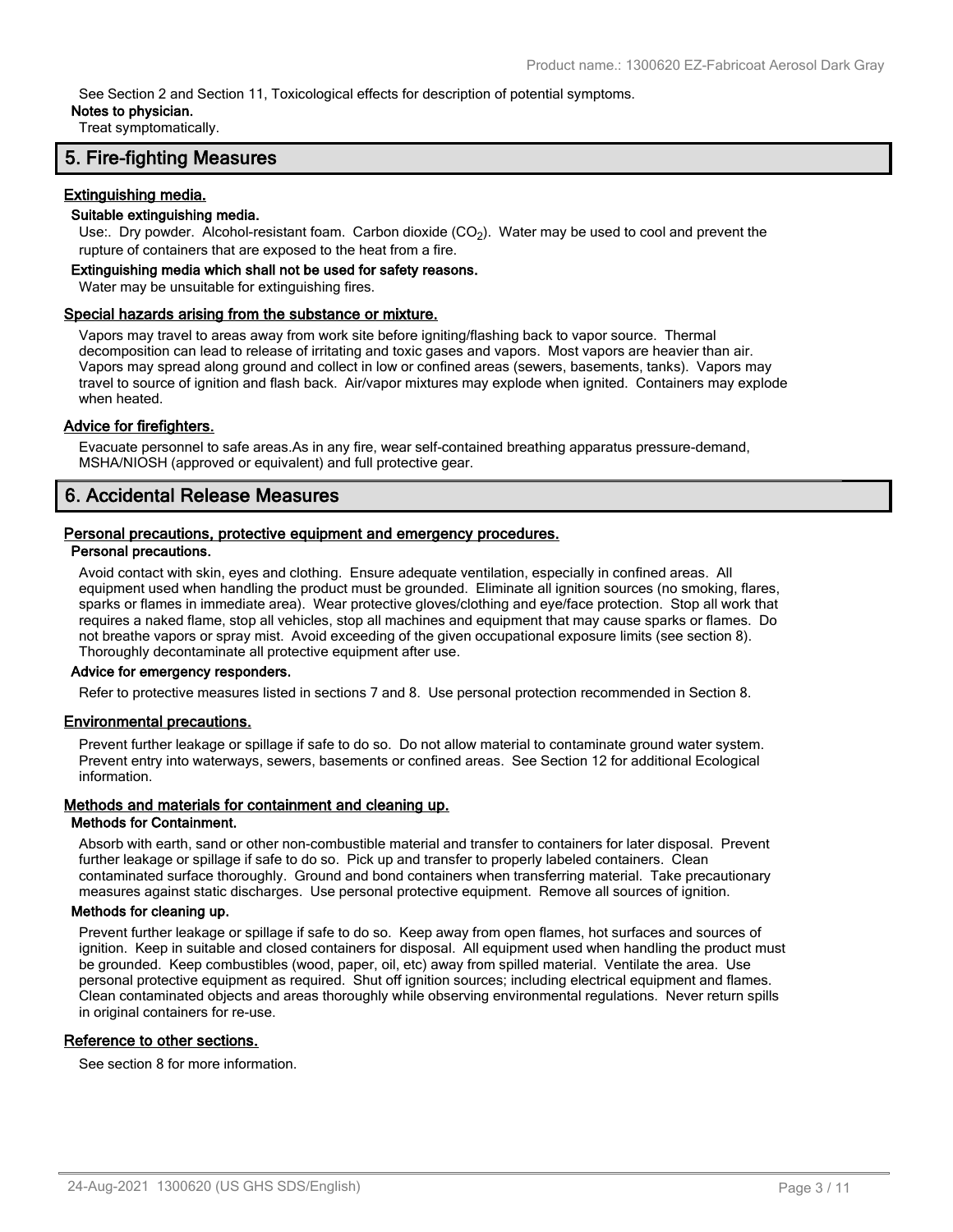See Section 2 and Section 11, Toxicological effects for description of potential symptoms.

**Notes to physician.**

Treat symptomatically.

## 5. Fire-fighting Measures

### Extinguishing media.

**Suitable extinguishing media.**

Use:. Dry powder. Alcohol-resistant foam. Carbon dioxide ($CO_2$). Water may be used to cool and prevent the rupture of containers that are exposed to the heat from a fire.

**Extinguishing media which shall not be used for safety reasons.**

Water may be unsuitable for extinguishing fires.

### Special hazards arising from the substance or mixture.

Vapors may travel to areas away from work site before igniting/flashing back to vapor source. Thermal decomposition can lead to release of irritating and toxic gases and vapors. Most vapors are heavier than air. Vapors may spread along ground and collect in low or confined areas (sewers, basements, tanks). Vapors may travel to source of ignition and flash back. Air/vapor mixtures may explode when ignited. Containers may explode when heated.

### Advice for firefighters.

Evacuate personnel to safe areas.As in any fire, wear self-contained breathing apparatus pressure-demand, MSHA/NIOSH (approved or equivalent) and full protective gear.

## 6. Accidental Release Measures

### Personal precautions, protective equipment and emergency procedures.

**Personal precautions.**

Avoid contact with skin, eyes and clothing. Ensure adequate ventilation, especially in confined areas. All equipment used when handling the product must be grounded. Eliminate all ignition sources (no smoking, flares, sparks or flames in immediate area). Wear protective gloves/clothing and eye/face protection. Stop all work that requires a naked flame, stop all vehicles, stop all machines and equipment that may cause sparks or flames. Do not breathe vapors or spray mist. Avoid exceeding of the given occupational exposure limits (see section 8). Thoroughly decontaminate all protective equipment after use.

**Advice for emergency responders.**

Refer to protective measures listed in sections 7 and 8. Use personal protection recommended in Section 8.

### Environmental precautions.

Prevent further leakage or spillage if safe to do so. Do not allow material to contaminate ground water system. Prevent entry into waterways, sewers, basements or confined areas. See Section 12 for additional Ecological information.

### Methods and materials for containment and cleaning up.

**Methods for Containment.**

Absorb with earth, sand or other non-combustible material and transfer to containers for later disposal. Prevent further leakage or spillage if safe to do so. Pick up and transfer to properly labeled containers. Clean contaminated surface thoroughly. Ground and bond containers when transferring material. Take precautionary measures against static discharges. Use personal protective equipment. Remove all sources of ignition.

**Methods for cleaning up.**

Prevent further leakage or spillage if safe to do so. Keep away from open flames, hot surfaces and sources of ignition. Keep in suitable and closed containers for disposal. All equipment used when handling the product must be grounded. Keep combustibles (wood, paper, oil, etc) away from spilled material. Ventilate the area. Use personal protective equipment as required. Shut off ignition sources; including electrical equipment and flames. Clean contaminated objects and areas thoroughly while observing environmental regulations. Never return spills in original containers for re-use.

### Reference to other sections.

See section 8 for more information.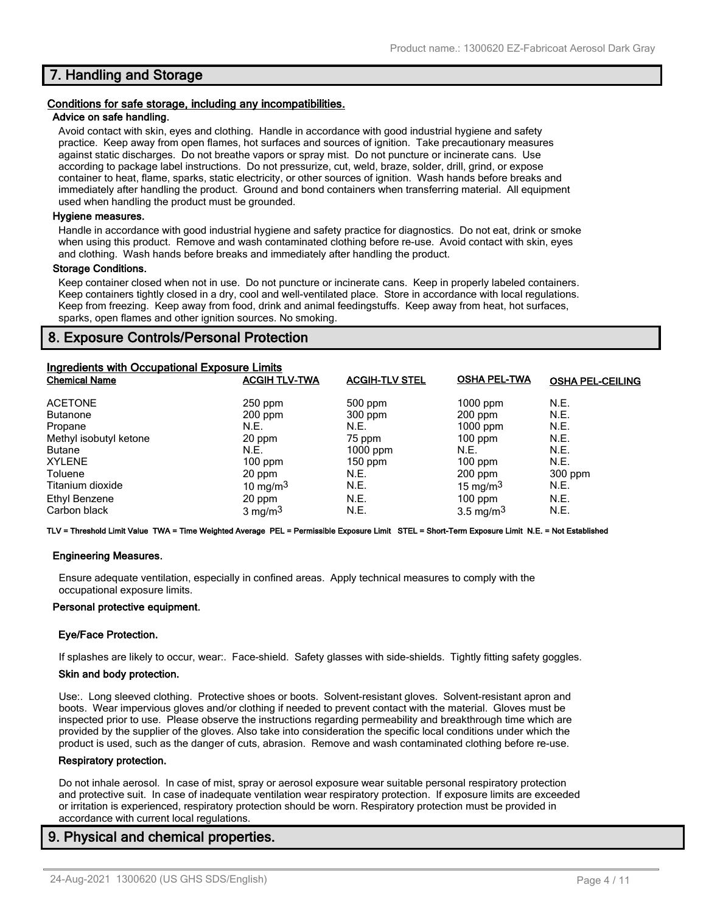## 7. Handling and Storage

### Conditions for safe storage, including any incompatibilities.

**Advice on safe handling.**

Avoid contact with skin, eyes and clothing. Handle in accordance with good industrial hygiene and safety practice. Keep away from open flames, hot surfaces and sources of ignition. Take precautionary measures against static discharges. Do not breathe vapors or spray mist. Do not puncture or incinerate cans. Use according to package label instructions. Do not pressurize, cut, weld, braze, solder, drill, grind, or expose container to heat, flame, sparks, static electricity, or other sources of ignition. Wash hands before breaks and immediately after handling the product. Ground and bond containers when transferring material. All equipment used when handling the product must be grounded.

**Hygiene measures.**

Handle in accordance with good industrial hygiene and safety practice for diagnostics. Do not eat, drink or smoke when using this product. Remove and wash contaminated clothing before re-use. Avoid contact with skin, eyes and clothing. Wash hands before breaks and immediately after handling the product.

**Storage Conditions.**

Keep container closed when not in use. Do not puncture or incinerate cans. Keep in properly labeled containers. Keep containers tightly closed in a dry, cool and well-ventilated place. Store in accordance with local regulations. Keep from freezing. Keep away from food, drink and animal feedingstuffs. Keep away from heat, hot surfaces, sparks, open flames and other ignition sources. No smoking.

## 8. Exposure Controls/Personal Protection

### Ingredients with Occupational Exposure Limits

| Chemical Name | ACGIH TLV-TWA | ACGIH-TLV STEL | OSHA PEL-TWA | OSHA PEL-CEILING |
|---|---|---|---|---|
| ACETONE | 250 ppm | 500 ppm | 1000 ppm | N.E. |
| Butanone | 200 ppm | 300 ppm | 200 ppm | N.E. |
| Propane | N.E. | N.E. | 1000 ppm | N.E. |
| Methyl isobutyl ketone | 20 ppm | 75 ppm | 100 ppm | N.E. |
| Butane | N.E. | 1000 ppm | N.E. | N.E. |
| XYLENE | 100 ppm | 150 ppm | 100 ppm | N.E. |
| Toluene | 20 ppm | N.E. | 200 ppm | 300 ppm |
| Titanium dioxide | 10 $mg/m^3$ | N.E. | 15 $mg/m^3$ | N.E. |
| Ethyl Benzene | 20 ppm | N.E. | 100 ppm | N.E. |
| Carbon black | 3 $mg/m^3$ | N.E. | 3.5 $mg/m^3$ | N.E. |

**TLV = Threshold Limit Value TWA = Time Weighted Average PEL = Permissible Exposure Limit STEL = Short-Term Exposure Limit N.E. = Not Established**

**Engineering Measures.**

Ensure adequate ventilation, especially in confined areas. Apply technical measures to comply with the occupational exposure limits.

**Personal protective equipment.**

**Eye/Face Protection.**

If splashes are likely to occur, wear:. Face-shield. Safety glasses with side-shields. Tightly fitting safety goggles.

**Skin and body protection.**

Use:. Long sleeved clothing. Protective shoes or boots. Solvent-resistant gloves. Solvent-resistant apron and boots. Wear impervious gloves and/or clothing if needed to prevent contact with the material. Gloves must be inspected prior to use. Please observe the instructions regarding permeability and breakthrough time which are provided by the supplier of the gloves. Also take into consideration the specific local conditions under which the product is used, such as the danger of cuts, abrasion. Remove and wash contaminated clothing before re-use.

**Respiratory protection.**

Do not inhale aerosol. In case of mist, spray or aerosol exposure wear suitable personal respiratory protection and protective suit. In case of inadequate ventilation wear respiratory protection. If exposure limits are exceeded or irritation is experienced, respiratory protection should be worn. Respiratory protection must be provided in accordance with current local regulations.

## 9. Physical and chemical properties.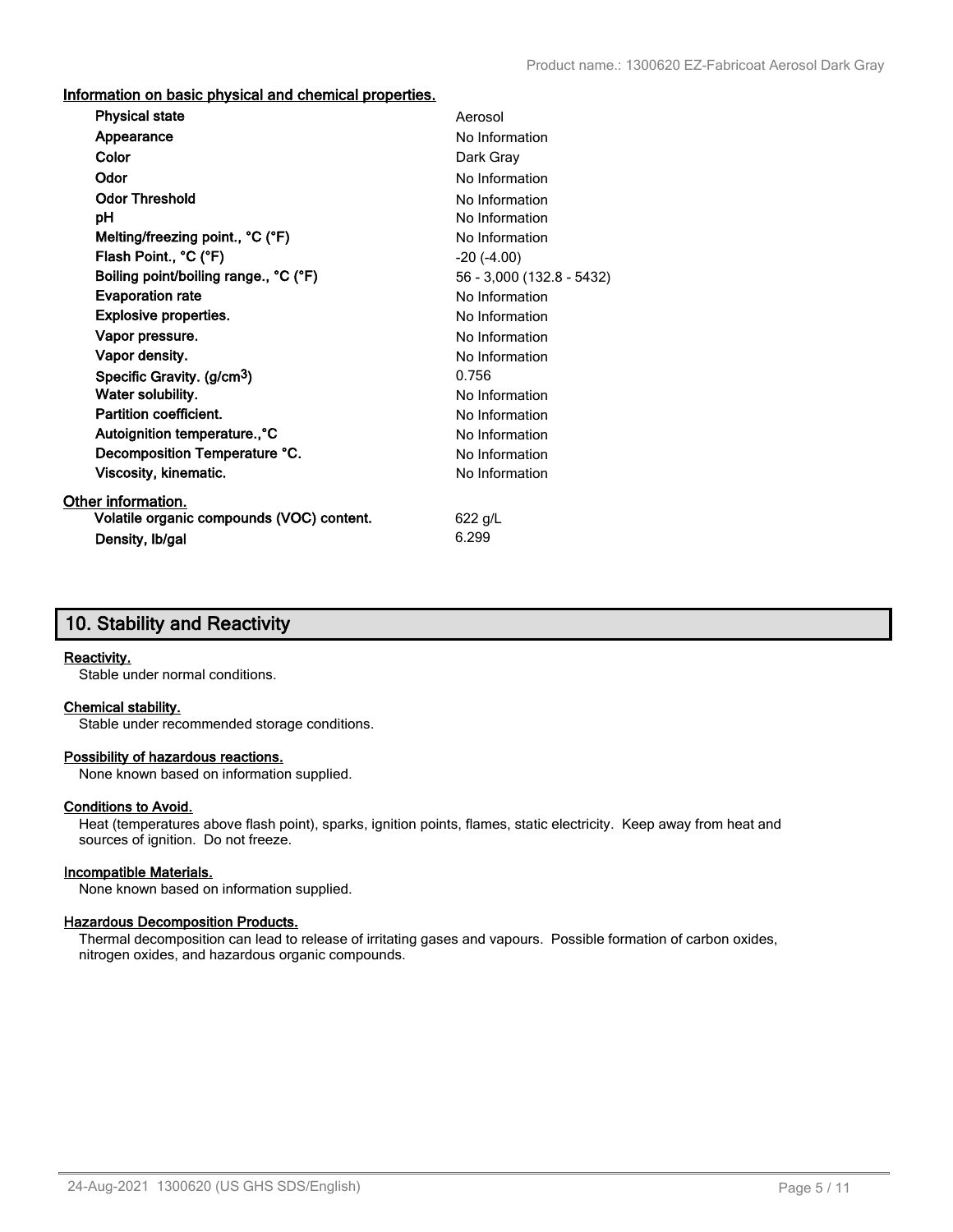#### Information on basic physical and chemical properties.

| Property | Value |
| --- | --- |
| **Physical state** | Aerosol |
| **Appearance** | No Information |
| **Color** | Dark Gray |
| **Odor** | No Information |
| **Odor Threshold** | No Information |
| **pH** | No Information |
| **Melting/freezing point., °C (°F)** | No Information |
| **Flash Point., °C (°F)** | -20 (-4.00) |
| **Boiling point/boiling range., °C (°F)** | 56 - 3,000 (132.8 - 5432) |
| **Evaporation rate** | No Information |
| **Explosive properties.** | No Information |
| **Vapor pressure.** | No Information |
| **Vapor density.** | No Information |
| **Specific Gravity. (g/cm$^3$)** | 0.756 |
| **Water solubility.** | No Information |
| **Partition coefficient.** | No Information |
| **Autoignition temperature.,°C** | No Information |
| **Decomposition Temperature °C.** | No Information |
| **Viscosity, kinematic.** | No Information |

#### Other information.

| Property | Value |
| --- | --- |
| **Volatile organic compounds (VOC) content.** | 622 g/L |
| **Density, lb/gal** | 6.299 |

## 10. Stability and Reactivity

#### Reactivity.

Stable under normal conditions.

#### Chemical stability.

Stable under recommended storage conditions.

#### Possibility of hazardous reactions.

None known based on information supplied.

#### Conditions to Avoid.

Heat (temperatures above flash point), sparks, ignition points, flames, static electricity. Keep away from heat and sources of ignition. Do not freeze.

#### Incompatible Materials.

None known based on information supplied.

#### Hazardous Decomposition Products.

Thermal decomposition can lead to release of irritating gases and vapours. Possible formation of carbon oxides, nitrogen oxides, and hazardous organic compounds.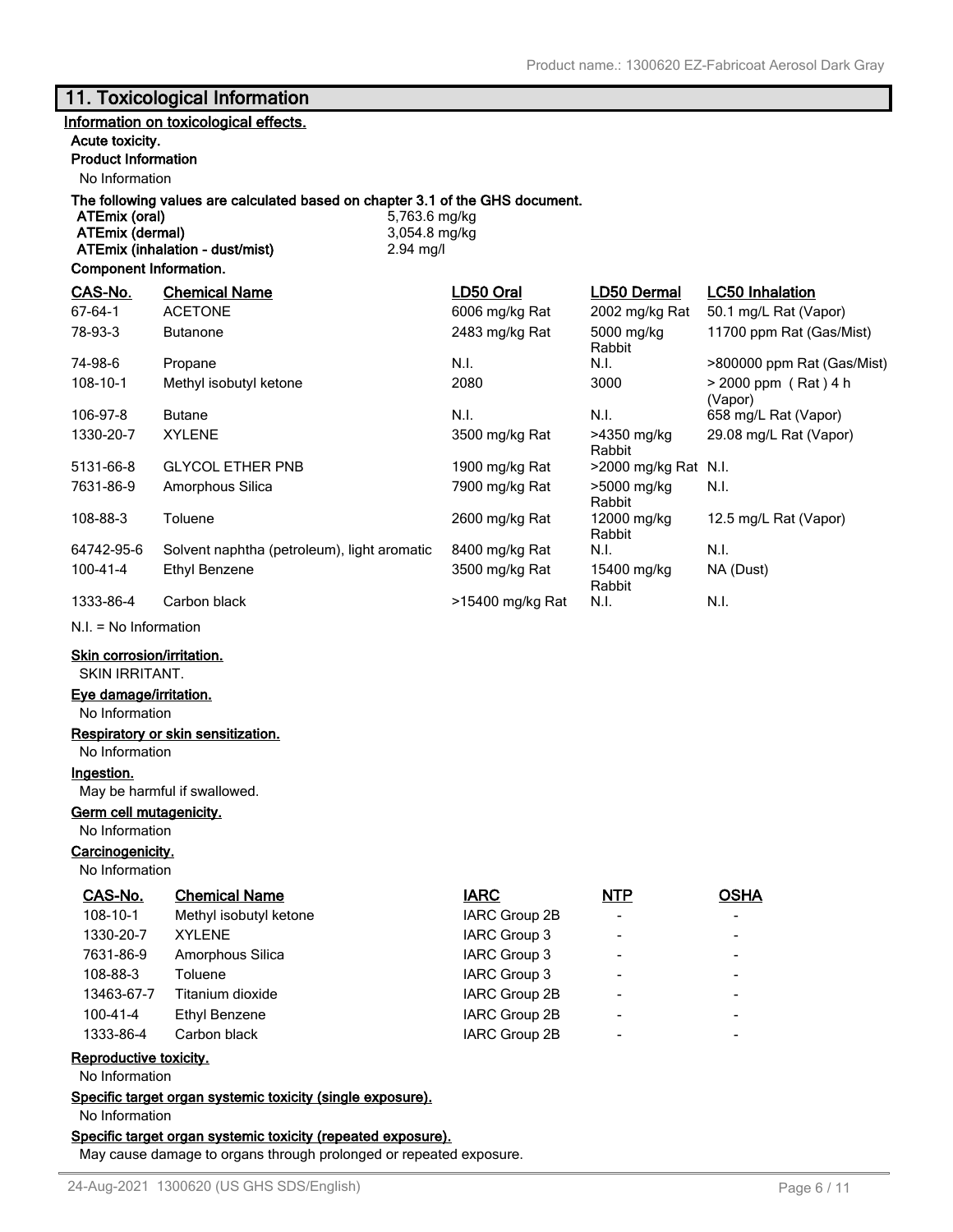## 11. Toxicological Information

**Information on toxicological effects.**

**Acute toxicity.**

**Product Information**

No Information

**The following values are calculated based on chapter 3.1 of the GHS document.**

| | |
|---|---|
| **ATEmix (oral)** | 5,763.6 mg/kg |
| **ATEmix (dermal)** | 3,054.8 mg/kg |
| **ATEmix (inhalation - dust/mist)** | 2.94 mg/l |

**Component Information.**

| CAS-No. | Chemical Name | LD50 Oral | LD50 Dermal | LC50 Inhalation |
|---|---|---|---|---|
| 67-64-1 | ACETONE | 6006 mg/kg Rat | 2002 mg/kg Rat | 50.1 mg/L Rat (Vapor) |
| 78-93-3 | Butanone | 2483 mg/kg Rat | 5000 mg/kg Rabbit | 11700 ppm Rat (Gas/Mist) |
| 74-98-6 | Propane | N.I. | N.I. | >800000 ppm Rat (Gas/Mist) |
| 108-10-1 | Methyl isobutyl ketone | 2080 | 3000 | > 2000 ppm ( Rat ) 4 h (Vapor) |
| 106-97-8 | Butane | N.I. | N.I. | 658 mg/L Rat (Vapor) |
| 1330-20-7 | XYLENE | 3500 mg/kg Rat | >4350 mg/kg Rabbit | 29.08 mg/L Rat (Vapor) |
| 5131-66-8 | GLYCOL ETHER PNB | 1900 mg/kg Rat | >2000 mg/kg Rat | N.I. |
| 7631-86-9 | Amorphous Silica | 7900 mg/kg Rat | >5000 mg/kg Rabbit | N.I. |
| 108-88-3 | Toluene | 2600 mg/kg Rat | 12000 mg/kg Rabbit | 12.5 mg/L Rat (Vapor) |
| 64742-95-6 | Solvent naphtha (petroleum), light aromatic | 8400 mg/kg Rat | N.I. | N.I. |
| 100-41-4 | Ethyl Benzene | 3500 mg/kg Rat | 15400 mg/kg Rabbit | NA (Dust) |
| 1333-86-4 | Carbon black | >15400 mg/kg Rat | N.I. | N.I. |

N.I. = No Information

**Skin corrosion/irritation.**

SKIN IRRITANT.

**Eye damage/irritation.**

No Information

**Respiratory or skin sensitization.**

No Information

**Ingestion.**

May be harmful if swallowed.

**Germ cell mutagenicity.**

No Information

**Carcinogenicity.**

No Information

| CAS-No. | Chemical Name | IARC | NTP | OSHA |
|---|---|---|---|---|
| 108-10-1 | Methyl isobutyl ketone | IARC Group 2B | - | - |
| 1330-20-7 | XYLENE | IARC Group 3 | - | - |
| 7631-86-9 | Amorphous Silica | IARC Group 3 | - | - |
| 108-88-3 | Toluene | IARC Group 3 | - | - |
| 13463-67-7 | Titanium dioxide | IARC Group 2B | - | - |
| 100-41-4 | Ethyl Benzene | IARC Group 2B | - | - |
| 1333-86-4 | Carbon black | IARC Group 2B | - | - |

**Reproductive toxicity.**

No Information

**Specific target organ systemic toxicity (single exposure).**

No Information

**Specific target organ systemic toxicity (repeated exposure).**

May cause damage to organs through prolonged or repeated exposure.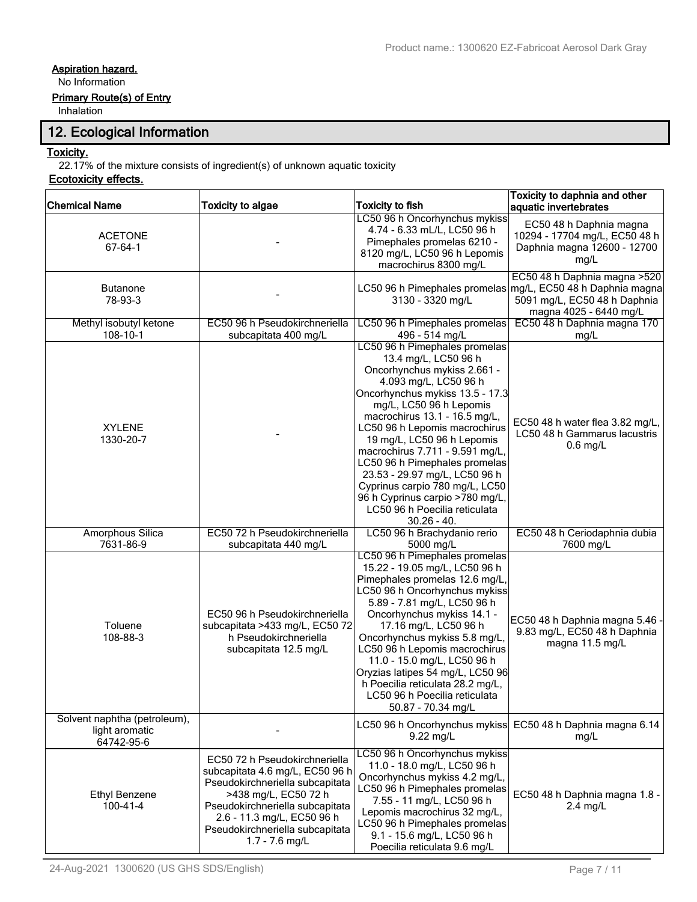**Aspiration hazard.**

No Information

**Primary Route(s) of Entry**

Inhalation

## 12. Ecological Information

**Toxicity.**

22.17% of the mixture consists of ingredient(s) of unknown aquatic toxicity

**Ecotoxicity effects.**

| Chemical Name | Toxicity to algae | Toxicity to fish | Toxicity to daphnia and other aquatic invertebrates |
|---|---|---|---|
| ACETONE 67-64-1 | - | LC50 96 h Oncorhynchus mykiss 4.74 - 6.33 mL/L, LC50 96 h Pimephales promelas 6210 - 8120 mg/L, LC50 96 h Lepomis macrochirus 8300 mg/L | EC50 48 h Daphnia magna 10294 - 17704 mg/L, EC50 48 h Daphnia magna 12600 - 12700 mg/L |
| Butanone 78-93-3 | - | LC50 96 h Pimephales promelas 3130 - 3320 mg/L | EC50 48 h Daphnia magna >520 mg/L, EC50 48 h Daphnia magna 5091 mg/L, EC50 48 h Daphnia magna 4025 - 6440 mg/L |
| Methyl isobutyl ketone 108-10-1 | EC50 96 h Pseudokirchneriella subcapitata 400 mg/L | LC50 96 h Pimephales promelas 496 - 514 mg/L | EC50 48 h Daphnia magna 170 mg/L |
| XYLENE 1330-20-7 | - | LC50 96 h Pimephales promelas 13.4 mg/L, LC50 96 h Oncorhynchus mykiss 2.661 - 4.093 mg/L, LC50 96 h Oncorhynchus mykiss 13.5 - 17.3 mg/L, LC50 96 h Lepomis macrochirus 13.1 - 16.5 mg/L, LC50 96 h Lepomis macrochirus 19 mg/L, LC50 96 h Lepomis macrochirus 7.711 - 9.591 mg/L, LC50 96 h Pimephales promelas 23.53 - 29.97 mg/L, LC50 96 h Cyprinus carpio 780 mg/L, LC50 96 h Cyprinus carpio >780 mg/L, LC50 96 h Poecilia reticulata 30.26 - 40. | EC50 48 h water flea 3.82 mg/L, LC50 48 h Gammarus lacustris 0.6 mg/L |
| Amorphous Silica 7631-86-9 | EC50 72 h Pseudokirchneriella subcapitata 440 mg/L | LC50 96 h Brachydanio rerio 5000 mg/L | EC50 48 h Ceriodaphnia dubia 7600 mg/L |
| Toluene 108-88-3 | EC50 96 h Pseudokirchneriella subcapitata >433 mg/L, EC50 72 h Pseudokirchneriella subcapitata 12.5 mg/L | LC50 96 h Pimephales promelas 15.22 - 19.05 mg/L, LC50 96 h Pimephales promelas 12.6 mg/L, LC50 96 h Oncorhynchus mykiss 5.89 - 7.81 mg/L, LC50 96 h Oncorhynchus mykiss 14.1 - 17.16 mg/L, LC50 96 h Oncorhynchus mykiss 5.8 mg/L, LC50 96 h Lepomis macrochirus 11.0 - 15.0 mg/L, LC50 96 h Oryzias latipes 54 mg/L, LC50 96 h Poecilia reticulata 28.2 mg/L, LC50 96 h Poecilia reticulata 50.87 - 70.34 mg/L | EC50 48 h Daphnia magna 5.46 - 9.83 mg/L, EC50 48 h Daphnia magna 11.5 mg/L |
| Solvent naphtha (petroleum), light aromatic 64742-95-6 | - | LC50 96 h Oncorhynchus mykiss 9.22 mg/L | EC50 48 h Daphnia magna 6.14 mg/L |
| Ethyl Benzene 100-41-4 | EC50 72 h Pseudokirchneriella subcapitata 4.6 mg/L, EC50 96 h Pseudokirchneriella subcapitata >438 mg/L, EC50 72 h Pseudokirchneriella subcapitata 2.6 - 11.3 mg/L, EC50 96 h Pseudokirchneriella subcapitata 1.7 - 7.6 mg/L | LC50 96 h Oncorhynchus mykiss 11.0 - 18.0 mg/L, LC50 96 h Oncorhynchus mykiss 4.2 mg/L, LC50 96 h Pimephales promelas 7.55 - 11 mg/L, LC50 96 h Lepomis macrochirus 32 mg/L, LC50 96 h Pimephales promelas 9.1 - 15.6 mg/L, LC50 96 h Poecilia reticulata 9.6 mg/L | EC50 48 h Daphnia magna 1.8 - 2.4 mg/L |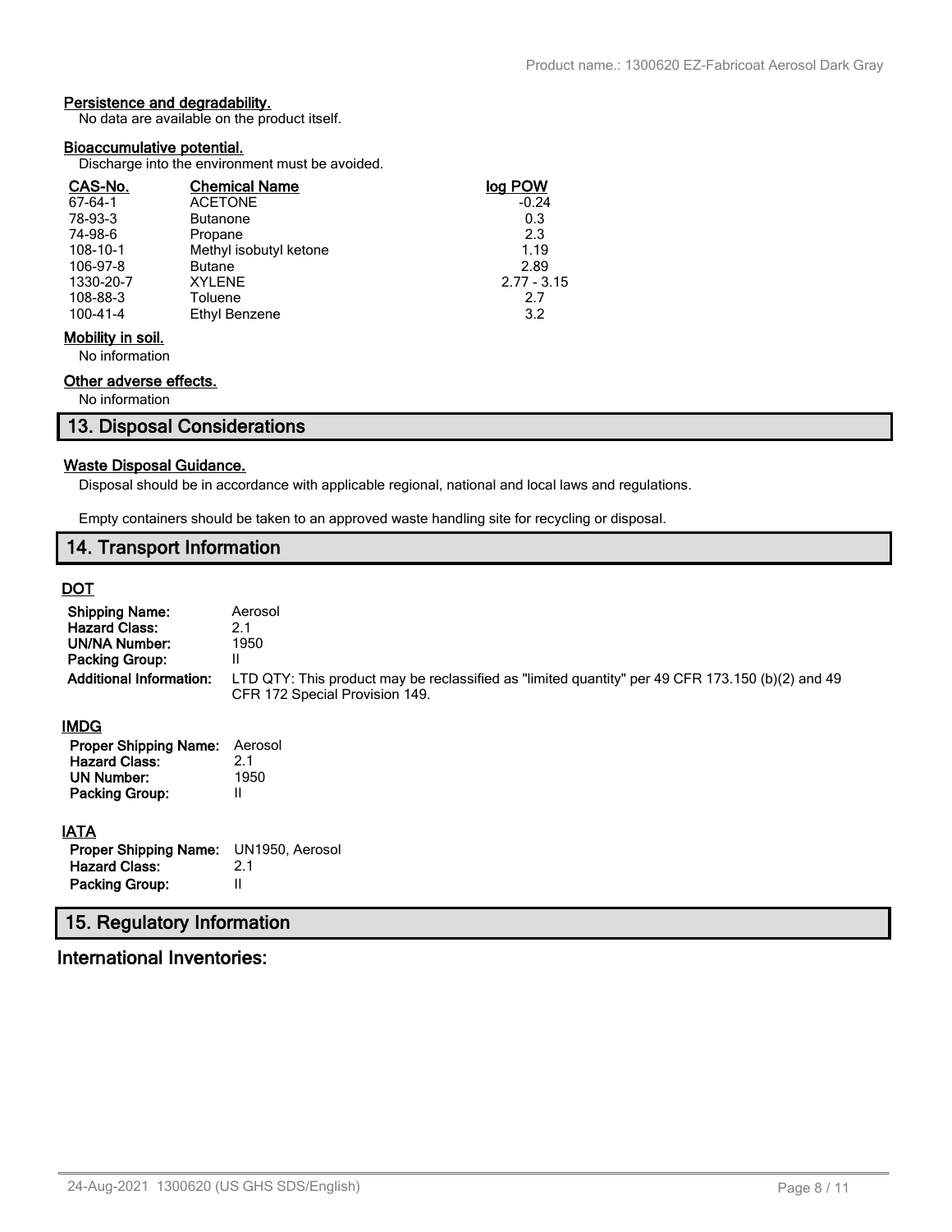**Persistence and degradability.**

No data are available on the product itself.

**Bioaccumulative potential.**

Discharge into the environment must be avoided.

| CAS-No. | Chemical Name | log POW |
|---|---|---|
| 67-64-1 | ACETONE | -0.24 |
| 78-93-3 | Butanone | 0.3 |
| 74-98-6 | Propane | 2.3 |
| 108-10-1 | Methyl isobutyl ketone | 1.19 |
| 106-97-8 | Butane | 2.89 |
| 1330-20-7 | XYLENE | 2.77 - 3.15 |
| 108-88-3 | Toluene | 2.7 |
| 100-41-4 | Ethyl Benzene | 3.2 |

**Mobility in soil.**

No information

**Other adverse effects.**

No information

## 13. Disposal Considerations

**Waste Disposal Guidance.**

Disposal should be in accordance with applicable regional, national and local laws and regulations.

Empty containers should be taken to an approved waste handling site for recycling or disposal.

## 14. Transport Information

**DOT**

| | |
|---|---|
| **Shipping Name:** | Aerosol |
| **Hazard Class:** | 2.1 |
| **UN/NA Number:** | 1950 |
| **Packing Group:** | II |
| **Additional Information:** | LTD QTY: This product may be reclassified as "limited quantity" per 49 CFR 173.150 (b)(2) and 49 CFR 172 Special Provision 149. |

**IMDG**

| | |
|---|---|
| **Proper Shipping Name:** | Aerosol |
| **Hazard Class:** | 2.1 |
| **UN Number:** | 1950 |
| **Packing Group:** | II |

**IATA**

| | |
|---|---|
| **Proper Shipping Name:** | UN1950, Aerosol |
| **Hazard Class:** | 2.1 |
| **Packing Group:** | II |

## 15. Regulatory Information

### International Inventories: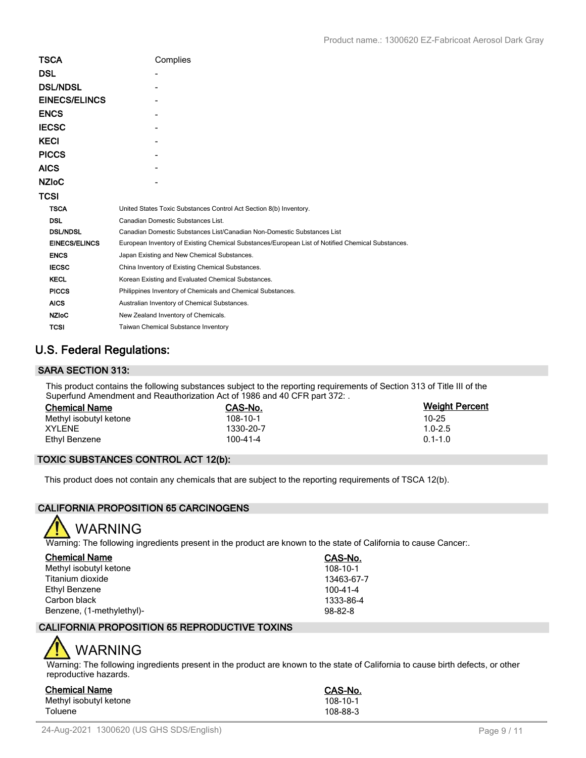| | |
|---|---|
| **TSCA** | Complies |
| **DSL** | - |
| **DSL/NDSL** | - |
| **EINECS/ELINCS** | - |
| **ENCS** | - |
| **IECSC** | - |
| **KECI** | - |
| **PICCS** | - |
| **AICS** | - |
| **NZIoC** | - |
| **TCSI** | |

| | |
|---|---|
| **TSCA** | United States Toxic Substances Control Act Section 8(b) Inventory. |
| **DSL** | Canadian Domestic Substances List. |
| **DSL/NDSL** | Canadian Domestic Substances List/Canadian Non-Domestic Substances List |
| **EINECS/ELINCS** | European Inventory of Existing Chemical Substances/European List of Notified Chemical Substances. |
| **ENCS** | Japan Existing and New Chemical Substances. |
| **IECSC** | China Inventory of Existing Chemical Substances. |
| **KECL** | Korean Existing and Evaluated Chemical Substances. |
| **PICCS** | Philippines Inventory of Chemicals and Chemical Substances. |
| **AICS** | Australian Inventory of Chemical Substances. |
| **NZIoC** | New Zealand Inventory of Chemicals. |
| **TCSI** | Taiwan Chemical Substance Inventory |

## U.S. Federal Regulations:

### SARA SECTION 313:

This product contains the following substances subject to the reporting requirements of Section 313 of Title III of the Superfund Amendment and Reauthorization Act of 1986 and 40 CFR part 372: .

| Chemical Name | CAS-No. | Weight Percent |
|---|---|---|
| Methyl isobutyl ketone | 108-10-1 | 10-25 |
| XYLENE | 1330-20-7 | 1.0-2.5 |
| Ethyl Benzene | 100-41-4 | 0.1-1.0 |

### TOXIC SUBSTANCES CONTROL ACT 12(b):

This product does not contain any chemicals that are subject to the reporting requirements of TSCA 12(b).

### CALIFORNIA PROPOSITION 65 CARCINOGENS

**WARNING**

Warning: The following ingredients present in the product are known to the state of California to cause Cancer:.

| Chemical Name | CAS-No. |
|---|---|
| Methyl isobutyl ketone | 108-10-1 |
| Titanium dioxide | 13463-67-7 |
| Ethyl Benzene | 100-41-4 |
| Carbon black | 1333-86-4 |
| Benzene, (1-methylethyl)- | 98-82-8 |

### CALIFORNIA PROPOSITION 65 REPRODUCTIVE TOXINS

**WARNING**

Warning: The following ingredients present in the product are known to the state of California to cause birth defects, or other reproductive hazards.

| Chemical Name | CAS-No. |
|---|---|
| Methyl isobutyl ketone | 108-10-1 |
| Toluene | 108-88-3 |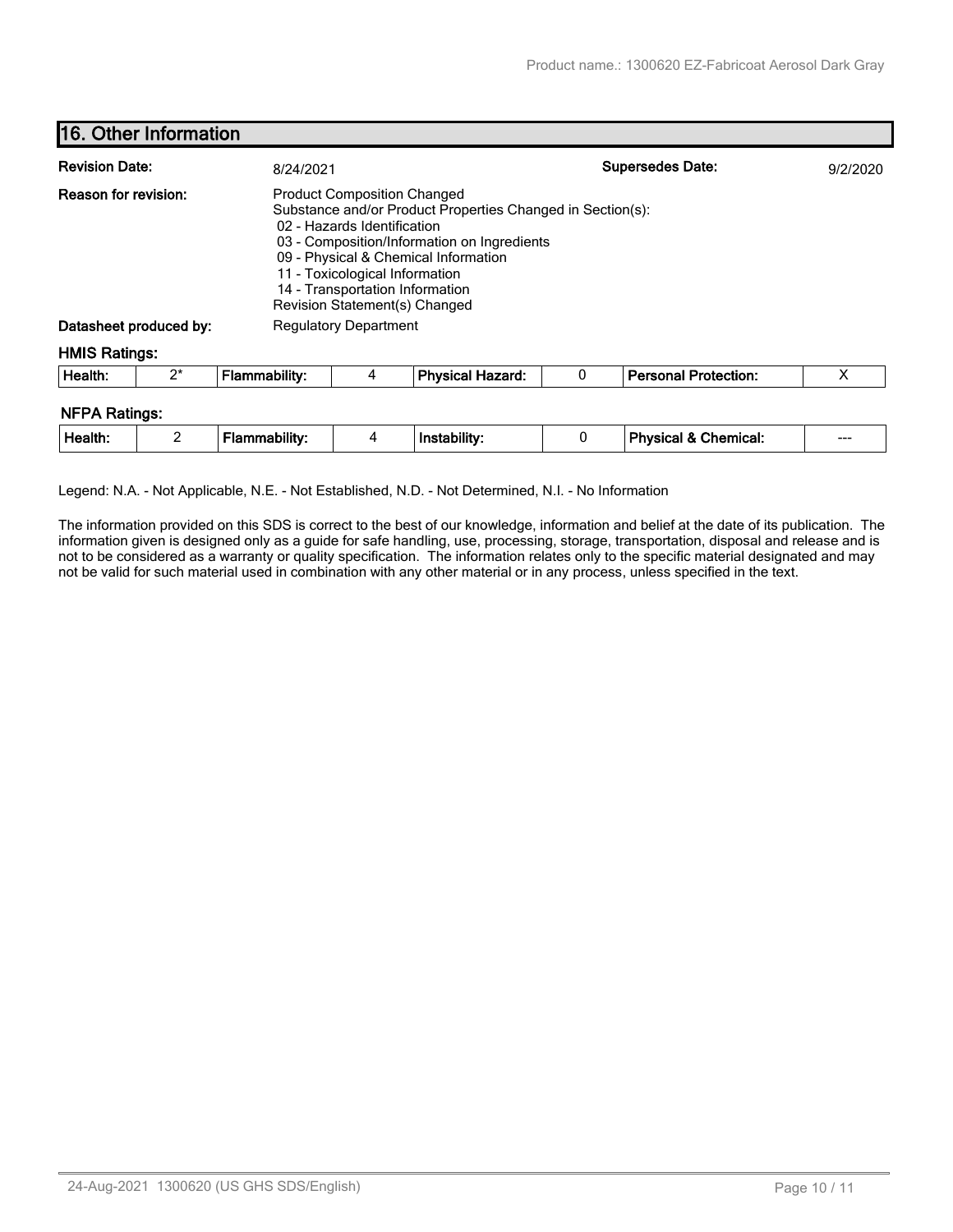## 16. Other Information

**Revision Date:** 8/24/2021 **Supersedes Date:** 9/2/2020

**Reason for revision:** Product Composition Changed
Substance and/or Product Properties Changed in Section(s):
02 - Hazards Identification
03 - Composition/Information on Ingredients
09 - Physical & Chemical Information
11 - Toxicological Information
14 - Transportation Information
Revision Statement(s) Changed

**Datasheet produced by:** Regulatory Department

**HMIS Ratings:**

| | | | | | | | |
|---|---|---|---|---|---|---|---|
| **Health:** | 2* | **Flammability:** | 4 | **Physical Hazard:** | 0 | **Personal Protection:** | X |

**NFPA Ratings:**

| | | | | | | | |
|---|---|---|---|---|---|---|---|
| **Health:** | 2 | **Flammability:** | 4 | **Instability:** | 0 | **Physical & Chemical:** | --- |

Legend: N.A. - Not Applicable, N.E. - Not Established, N.D. - Not Determined, N.I. - No Information

The information provided on this SDS is correct to the best of our knowledge, information and belief at the date of its publication. The information given is designed only as a guide for safe handling, use, processing, storage, transportation, disposal and release and is not to be considered as a warranty or quality specification. The information relates only to the specific material designated and may not be valid for such material used in combination with any other material or in any process, unless specified in the text.